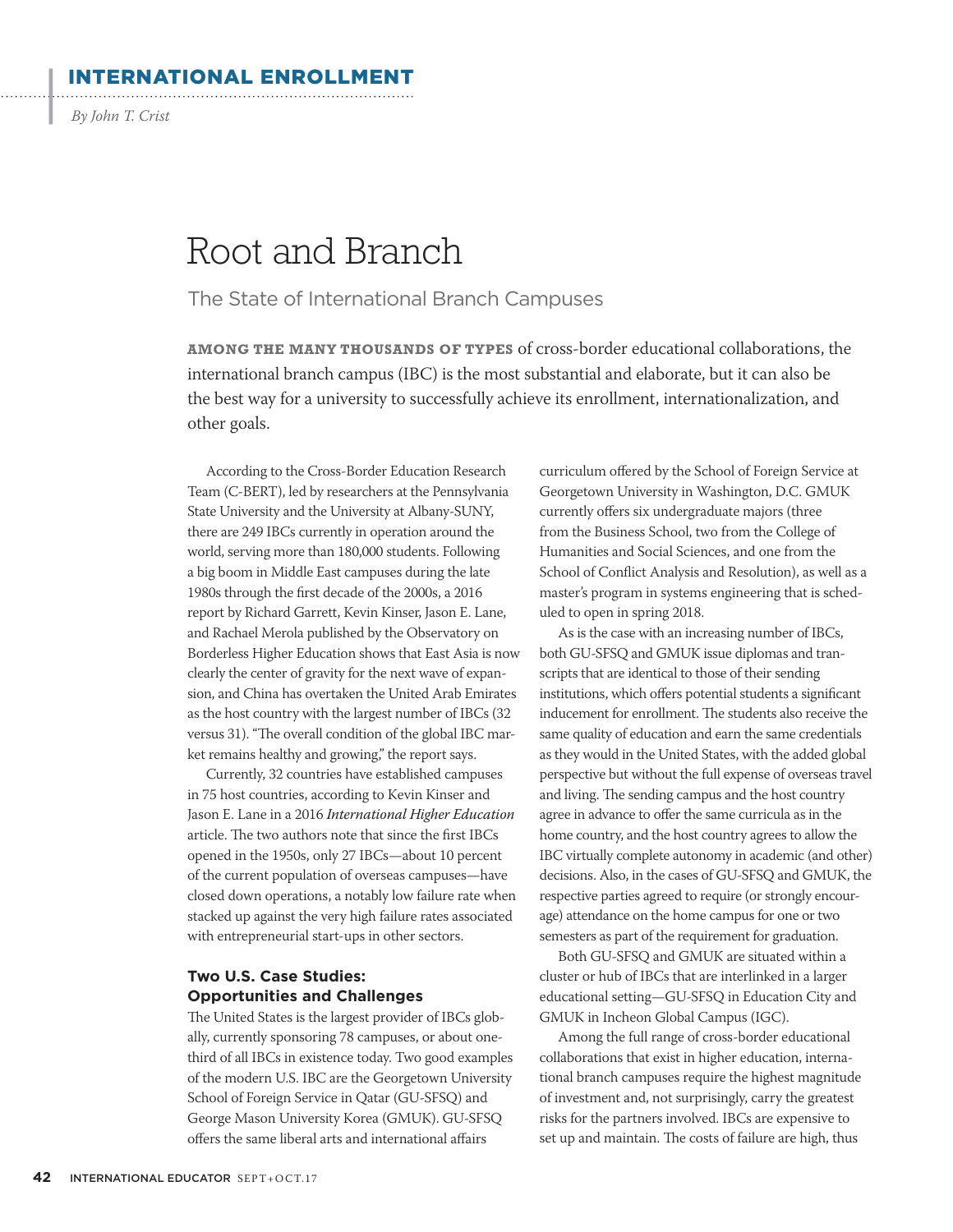INTERNATIONAL ENROLLMENT

*By John T. Crist*

# Root and Branch

## The State of International Branch Campuses

**AMONG THE MANY THOUSANDS OF TYPES** of cross-border educational collaborations, the international branch campus (IBC) is the most substantial and elaborate, but it can also be the best way for a university to successfully achieve its enrollment, internationalization, and other goals.

According to the Cross-Border Education Research Team (C-BERT), led by researchers at the Pennsylvania State University and the University at Albany-SUNY, there are 249 IBCs currently in operation around the world, serving more than 180,000 students. Following a big boom in Middle East campuses during the late 1980s through the first decade of the 2000s, a 2016 report by Richard Garrett, Kevin Kinser, Jason E. Lane, and Rachael Merola published by the Observatory on Borderless Higher Education shows that East Asia is now clearly the center of gravity for the next wave of expansion, and China has overtaken the United Arab Emirates as the host country with the largest number of IBCs (32 versus 31). "The overall condition of the global IBC market remains healthy and growing," the report says.

Currently, 32 countries have established campuses in 75 host countries, according to Kevin Kinser and Jason E. Lane in a 2016 *International Higher Education* article. The two authors note that since the first IBCs opened in the 1950s, only 27 IBCs—about 10 percent of the current population of overseas campuses—have closed down operations, a notably low failure rate when stacked up against the very high failure rates associated with entrepreneurial start-ups in other sectors.

### Two U.S. Case Studies: Opportunities and Challenges

The United States is the largest provider of IBCs globally, currently sponsoring 78 campuses, or about one-third of all IBCs in existence today. Two good examples of the modern U.S. IBC are the Georgetown University School of Foreign Service in Qatar (GU-SFSQ) and George Mason University Korea (GMUK). GU-SFSQ offers the same liberal arts and international affairs curriculum offered by the School of Foreign Service at Georgetown University in Washington, D.C. GMUK currently offers six undergraduate majors (three from the Business School, two from the College of Humanities and Social Sciences, and one from the School of Conflict Analysis and Resolution), as well as a master's program in systems engineering that is scheduled to open in spring 2018.

As is the case with an increasing number of IBCs, both GU-SFSQ and GMUK issue diplomas and transcripts that are identical to those of their sending institutions, which offers potential students a significant inducement for enrollment. The students also receive the same quality of education and earn the same credentials as they would in the United States, with the added global perspective but without the full expense of overseas travel and living. The sending campus and the host country agree in advance to offer the same curricula as in the home country, and the host country agrees to allow the IBC virtually complete autonomy in academic (and other) decisions. Also, in the cases of GU-SFSQ and GMUK, the respective parties agreed to require (or strongly encourage) attendance on the home campus for one or two semesters as part of the requirement for graduation.

Both GU-SFSQ and GMUK are situated within a cluster or hub of IBCs that are interlinked in a larger educational setting—GU-SFSQ in Education City and GMUK in Incheon Global Campus (IGC).

Among the full range of cross-border educational collaborations that exist in higher education, international branch campuses require the highest magnitude of investment and, not surprisingly, carry the greatest risks for the partners involved. IBCs are expensive to set up and maintain. The costs of failure are high, thus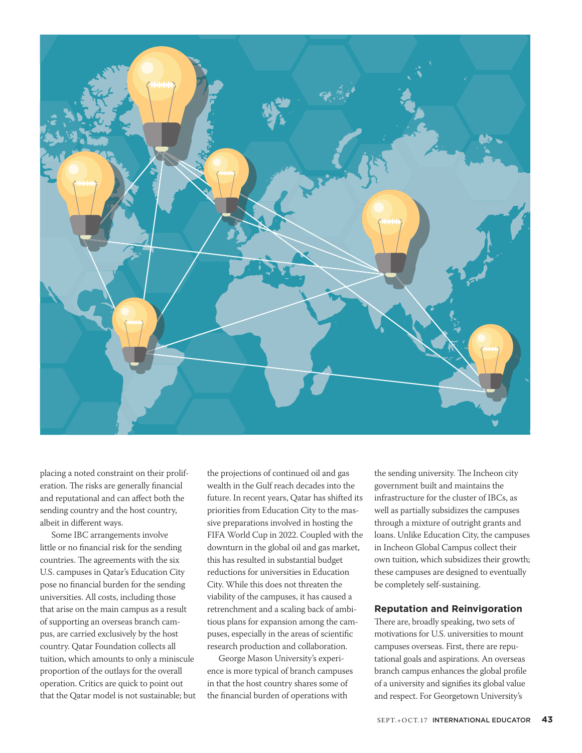placing a noted constraint on their proliferation. The risks are generally financial and reputational and can affect both the sending country and the host country, albeit in different ways.

Some IBC arrangements involve little or no financial risk for the sending countries. The agreements with the six U.S. campuses in Qatar's Education City pose no financial burden for the sending universities. All costs, including those that arise on the main campus as a result of supporting an overseas branch campus, are carried exclusively by the host country. Qatar Foundation collects all tuition, which amounts to only a miniscule proportion of the outlays for the overall operation. Critics are quick to point out that the Qatar model is not sustainable; but the projections of continued oil and gas wealth in the Gulf reach decades into the future. In recent years, Qatar has shifted its priorities from Education City to the massive preparations involved in hosting the FIFA World Cup in 2022. Coupled with the downturn in the global oil and gas market, this has resulted in substantial budget reductions for universities in Education City. While this does not threaten the viability of the campuses, it has caused a retrenchment and a scaling back of ambitious plans for expansion among the campuses, especially in the areas of scientific research production and collaboration.

George Mason University's experience is more typical of branch campuses in that the host country shares some of the financial burden of operations with the sending university. The Incheon city government built and maintains the infrastructure for the cluster of IBCs, as well as partially subsidizes the campuses through a mixture of outright grants and loans. Unlike Education City, the campuses in Incheon Global Campus collect their own tuition, which subsidizes their growth; these campuses are designed to eventually be completely self-sustaining.

## Reputation and Reinvigoration

There are, broadly speaking, two sets of motivations for U.S. universities to mount campuses overseas. First, there are reputational goals and aspirations. An overseas branch campus enhances the global profile of a university and signifies its global value and respect. For Georgetown University's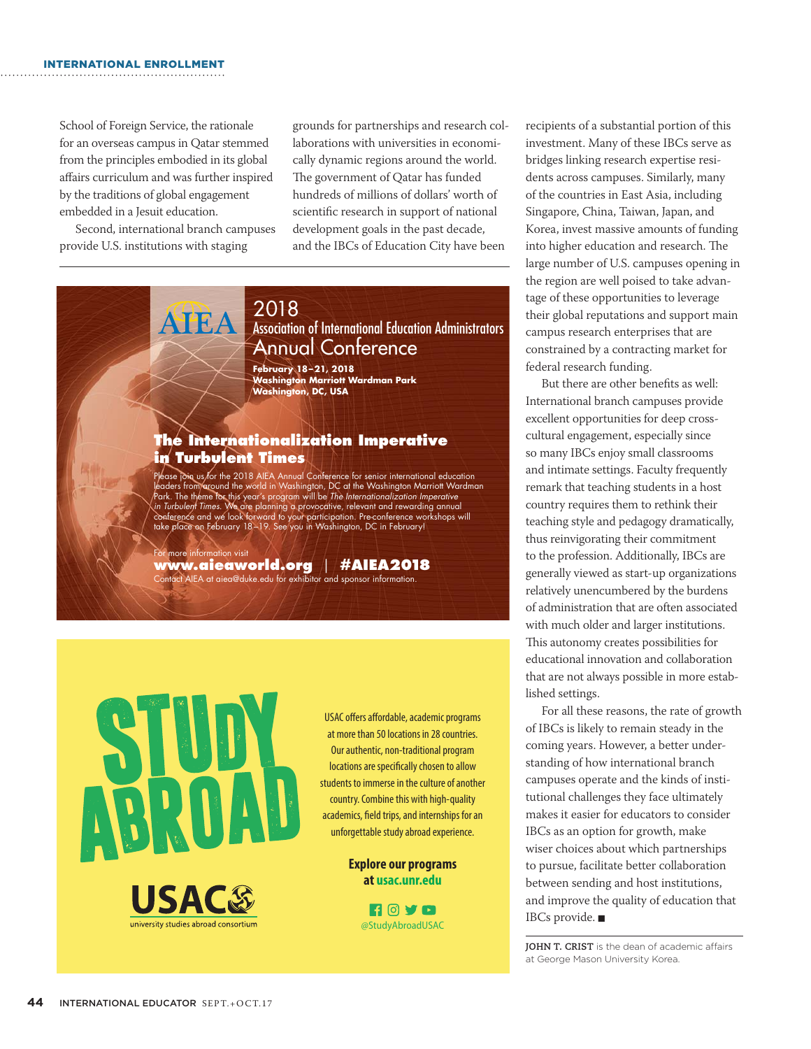School of Foreign Service, the rationale for an overseas campus in Qatar stemmed from the principles embodied in its global affairs curriculum and was further inspired by the traditions of global engagement embedded in a Jesuit education.

Second, international branch campuses provide U.S. institutions with staging grounds for partnerships and research collaborations with universities in economically dynamic regions around the world. The government of Qatar has funded hundreds of millions of dollars' worth of scientific research in support of national development goals in the past decade, and the IBCs of Education City have been recipients of a substantial portion of this investment. Many of these IBCs serve as bridges linking research expertise residents across campuses. Similarly, many of the countries in East Asia, including Singapore, China, Taiwan, Japan, and Korea, invest massive amounts of funding into higher education and research. The large number of U.S. campuses opening in the region are well poised to take advantage of these opportunities to leverage their global reputations and support main campus research enterprises that are constrained by a contracting market for federal research funding.

But there are other benefits as well: International branch campuses provide excellent opportunities for deep cross-cultural engagement, especially since so many IBCs enjoy small classrooms and intimate settings. Faculty frequently remark that teaching students in a host country requires them to rethink their teaching style and pedagogy dramatically, thus reinvigorating their commitment to the profession. Additionally, IBCs are generally viewed as start-up organizations relatively unencumbered by the burdens of administration that are often associated with much older and larger institutions. This autonomy creates possibilities for educational innovation and collaboration that are not always possible in more established settings.

For all these reasons, the rate of growth of IBCs is likely to remain steady in the coming years. However, a better understanding of how international branch campuses operate and the kinds of institutional challenges they face ultimately makes it easier for educators to consider IBCs as an option for growth, make wiser choices about which partnerships to pursue, facilitate better collaboration between sending and host institutions, and improve the quality of education that IBCs provide. ■

**JOHN T. CRIST** is the dean of academic affairs at George Mason University Korea.

---

AIEA

2018

Association of International Education Administrators

Annual Conference

**February 18–21, 2018**
**Washington Marriott Wardman Park**
**Washington, DC, USA**

**The Internationalization Imperative in Turbulent Times**

Please join us for the 2018 AIEA Annual Conference for senior international education leaders from around the world in Washington, DC at the Washington Marriott Wardman Park. The theme for this year's program will be *The Internationalization Imperative in Turbulent Times*. We are planning a provocative, relevant and rewarding annual conference and we look forward to your participation. Pre-conference workshops will take place on February 18–19. See you in Washington, DC in February!

For more information visit
**www.aieaworld.org | #AIEA2018**
Contact AIEA at aiea@duke.edu for exhibitor and sponsor information.

---

STUDY ABROAD

USAC offers affordable, academic programs at more than 50 locations in 28 countries. Our authentic, non-traditional program locations are specifically chosen to allow students to immerse in the culture of another country. Combine this with high-quality academics, field trips, and internships for an unforgettable study abroad experience.

**Explore our programs at usac.unr.edu**

@StudyAbroadUSAC

USAC
university studies abroad consortium